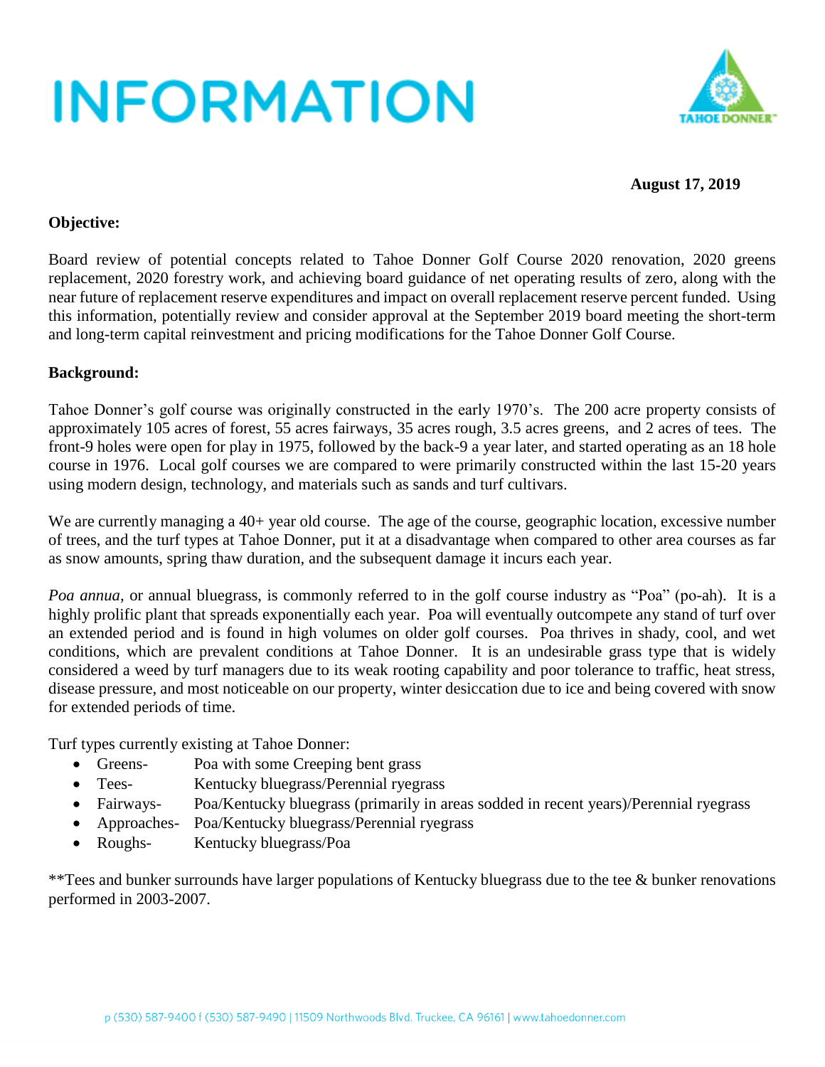# INFORMATION

**August 17, 2019**

**Objective:**

Board review of potential concepts related to Tahoe Donner Golf Course 2020 renovation, 2020 greens replacement, 2020 forestry work, and achieving board guidance of net operating results of zero, along with the near future of replacement reserve expenditures and impact on overall replacement reserve percent funded. Using this information, potentially review and consider approval at the September 2019 board meeting the short-term and long-term capital reinvestment and pricing modifications for the Tahoe Donner Golf Course.

**Background:**

Tahoe Donner's golf course was originally constructed in the early 1970's. The 200 acre property consists of approximately 105 acres of forest, 55 acres fairways, 35 acres rough, 3.5 acres greens, and 2 acres of tees. The front-9 holes were open for play in 1975, followed by the back-9 a year later, and started operating as an 18 hole course in 1976. Local golf courses we are compared to were primarily constructed within the last 15-20 years using modern design, technology, and materials such as sands and turf cultivars.

We are currently managing a 40+ year old course. The age of the course, geographic location, excessive number of trees, and the turf types at Tahoe Donner, put it at a disadvantage when compared to other area courses as far as snow amounts, spring thaw duration, and the subsequent damage it incurs each year.

*Poa annua*, or annual bluegrass, is commonly referred to in the golf course industry as "Poa" (po-ah). It is a highly prolific plant that spreads exponentially each year. Poa will eventually outcompete any stand of turf over an extended period and is found in high volumes on older golf courses. Poa thrives in shady, cool, and wet conditions, which are prevalent conditions at Tahoe Donner. It is an undesirable grass type that is widely considered a weed by turf managers due to its weak rooting capability and poor tolerance to traffic, heat stress, disease pressure, and most noticeable on our property, winter desiccation due to ice and being covered with snow for extended periods of time.

Turf types currently existing at Tahoe Donner:

- Greens- Poa with some Creeping bent grass
- Tees- Kentucky bluegrass/Perennial ryegrass
- Fairways- Poa/Kentucky bluegrass (primarily in areas sodded in recent years)/Perennial ryegrass
- Approaches- Poa/Kentucky bluegrass/Perennial ryegrass
- Roughs- Kentucky bluegrass/Poa

**Tees and bunker surrounds have larger populations of Kentucky bluegrass due to the tee & bunker renovations performed in 2003-2007.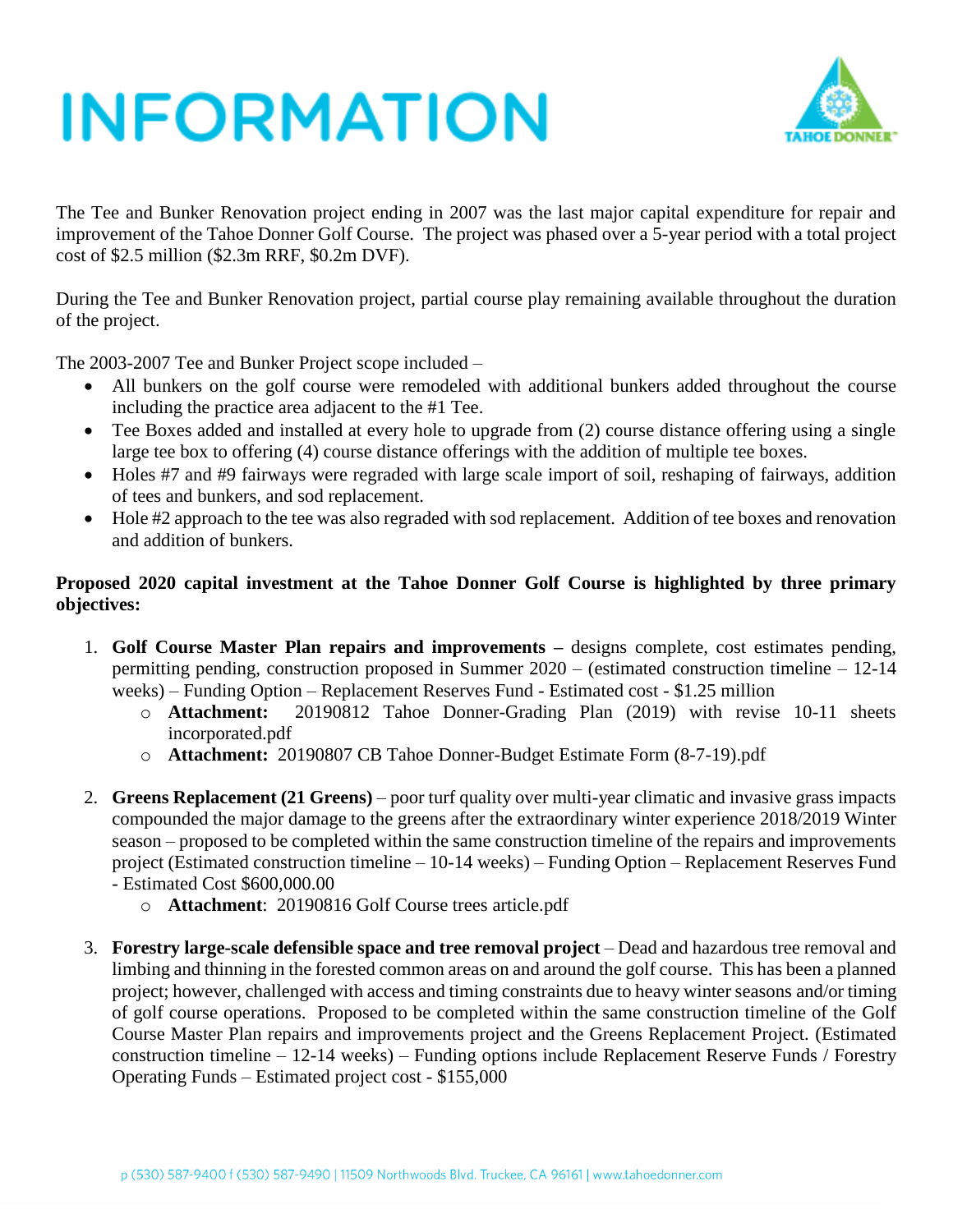# INFORMATION

The Tee and Bunker Renovation project ending in 2007 was the last major capital expenditure for repair and improvement of the Tahoe Donner Golf Course. The project was phased over a 5-year period with a total project cost of $2.5 million ($2.3m RRF, $0.2m DVF).

During the Tee and Bunker Renovation project, partial course play remaining available throughout the duration of the project.

The 2003-2007 Tee and Bunker Project scope included –

- All bunkers on the golf course were remodeled with additional bunkers added throughout the course including the practice area adjacent to the #1 Tee.
- Tee Boxes added and installed at every hole to upgrade from (2) course distance offering using a single large tee box to offering (4) course distance offerings with the addition of multiple tee boxes.
- Holes #7 and #9 fairways were regraded with large scale import of soil, reshaping of fairways, addition of tees and bunkers, and sod replacement.
- Hole #2 approach to the tee was also regraded with sod replacement. Addition of tee boxes and renovation and addition of bunkers.

**Proposed 2020 capital investment at the Tahoe Donner Golf Course is highlighted by three primary objectives:**

1. **Golf Course Master Plan repairs and improvements –** designs complete, cost estimates pending, permitting pending, construction proposed in Summer 2020 – (estimated construction timeline – 12-14 weeks) – Funding Option – Replacement Reserves Fund - Estimated cost - $1.25 million
   - **Attachment:** 20190812 Tahoe Donner-Grading Plan (2019) with revise 10-11 sheets incorporated.pdf
   - **Attachment:** 20190807 CB Tahoe Donner-Budget Estimate Form (8-7-19).pdf

2. **Greens Replacement (21 Greens)** – poor turf quality over multi-year climatic and invasive grass impacts compounded the major damage to the greens after the extraordinary winter experience 2018/2019 Winter season – proposed to be completed within the same construction timeline of the repairs and improvements project (Estimated construction timeline – 10-14 weeks) – Funding Option – Replacement Reserves Fund - Estimated Cost $600,000.00
   - **Attachment**: 20190816 Golf Course trees article.pdf

3. **Forestry large-scale defensible space and tree removal project** – Dead and hazardous tree removal and limbing and thinning in the forested common areas on and around the golf course. This has been a planned project; however, challenged with access and timing constraints due to heavy winter seasons and/or timing of golf course operations. Proposed to be completed within the same construction timeline of the Golf Course Master Plan repairs and improvements project and the Greens Replacement Project. (Estimated construction timeline – 12-14 weeks) – Funding options include Replacement Reserve Funds / Forestry Operating Funds – Estimated project cost - $155,000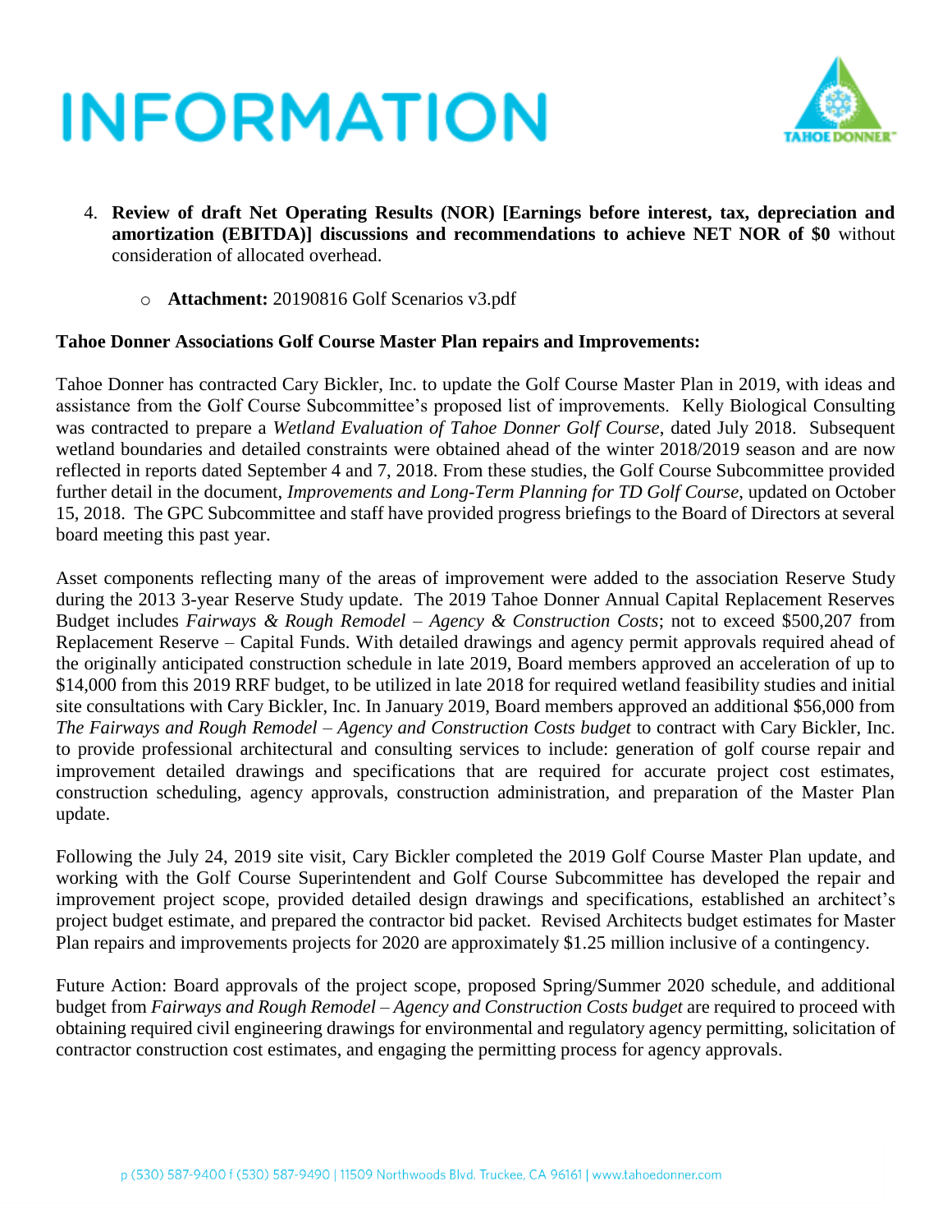# INFORMATION

4. **Review of draft Net Operating Results (NOR) [Earnings before interest, tax, depreciation and amortization (EBITDA)] discussions and recommendations to achieve NET NOR of $0** without consideration of allocated overhead.

   - **Attachment:** 20190816 Golf Scenarios v3.pdf

**Tahoe Donner Associations Golf Course Master Plan repairs and Improvements:**

Tahoe Donner has contracted Cary Bickler, Inc. to update the Golf Course Master Plan in 2019, with ideas and assistance from the Golf Course Subcommittee's proposed list of improvements. Kelly Biological Consulting was contracted to prepare a *Wetland Evaluation of Tahoe Donner Golf Course*, dated July 2018. Subsequent wetland boundaries and detailed constraints were obtained ahead of the winter 2018/2019 season and are now reflected in reports dated September 4 and 7, 2018. From these studies, the Golf Course Subcommittee provided further detail in the document, *Improvements and Long-Term Planning for TD Golf Course*, updated on October 15, 2018. The GPC Subcommittee and staff have provided progress briefings to the Board of Directors at several board meeting this past year.

Asset components reflecting many of the areas of improvement were added to the association Reserve Study during the 2013 3-year Reserve Study update. The 2019 Tahoe Donner Annual Capital Replacement Reserves Budget includes *Fairways & Rough Remodel – Agency & Construction Costs*; not to exceed $500,207 from Replacement Reserve – Capital Funds. With detailed drawings and agency permit approvals required ahead of the originally anticipated construction schedule in late 2019, Board members approved an acceleration of up to $14,000 from this 2019 RRF budget, to be utilized in late 2018 for required wetland feasibility studies and initial site consultations with Cary Bickler, Inc. In January 2019, Board members approved an additional $56,000 from *The Fairways and Rough Remodel – Agency and Construction Costs budget* to contract with Cary Bickler, Inc. to provide professional architectural and consulting services to include: generation of golf course repair and improvement detailed drawings and specifications that are required for accurate project cost estimates, construction scheduling, agency approvals, construction administration, and preparation of the Master Plan update.

Following the July 24, 2019 site visit, Cary Bickler completed the 2019 Golf Course Master Plan update, and working with the Golf Course Superintendent and Golf Course Subcommittee has developed the repair and improvement project scope, provided detailed design drawings and specifications, established an architect's project budget estimate, and prepared the contractor bid packet. Revised Architects budget estimates for Master Plan repairs and improvements projects for 2020 are approximately $1.25 million inclusive of a contingency.

Future Action: Board approvals of the project scope, proposed Spring/Summer 2020 schedule, and additional budget from *Fairways and Rough Remodel – Agency and Construction Costs budget* are required to proceed with obtaining required civil engineering drawings for environmental and regulatory agency permitting, solicitation of contractor construction cost estimates, and engaging the permitting process for agency approvals.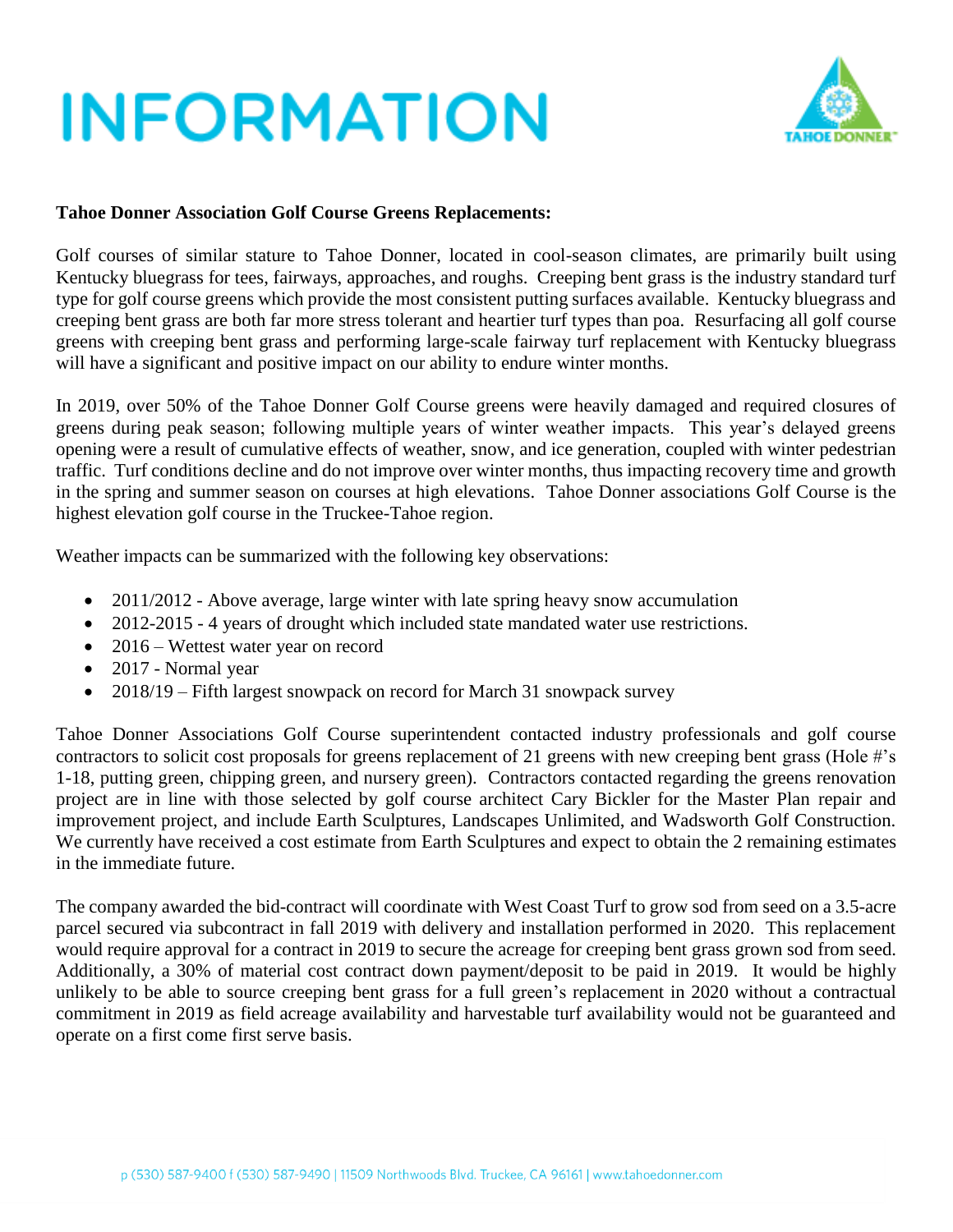# INFORMATION

**Tahoe Donner Association Golf Course Greens Replacements:**

Golf courses of similar stature to Tahoe Donner, located in cool-season climates, are primarily built using Kentucky bluegrass for tees, fairways, approaches, and roughs. Creeping bent grass is the industry standard turf type for golf course greens which provide the most consistent putting surfaces available. Kentucky bluegrass and creeping bent grass are both far more stress tolerant and heartier turf types than poa. Resurfacing all golf course greens with creeping bent grass and performing large-scale fairway turf replacement with Kentucky bluegrass will have a significant and positive impact on our ability to endure winter months.

In 2019, over 50% of the Tahoe Donner Golf Course greens were heavily damaged and required closures of greens during peak season; following multiple years of winter weather impacts. This year's delayed greens opening were a result of cumulative effects of weather, snow, and ice generation, coupled with winter pedestrian traffic. Turf conditions decline and do not improve over winter months, thus impacting recovery time and growth in the spring and summer season on courses at high elevations. Tahoe Donner associations Golf Course is the highest elevation golf course in the Truckee-Tahoe region.

Weather impacts can be summarized with the following key observations:

- 2011/2012 - Above average, large winter with late spring heavy snow accumulation
- 2012-2015 - 4 years of drought which included state mandated water use restrictions.
- 2016 – Wettest water year on record
- 2017 - Normal year
- 2018/19 – Fifth largest snowpack on record for March 31 snowpack survey

Tahoe Donner Associations Golf Course superintendent contacted industry professionals and golf course contractors to solicit cost proposals for greens replacement of 21 greens with new creeping bent grass (Hole #'s 1-18, putting green, chipping green, and nursery green). Contractors contacted regarding the greens renovation project are in line with those selected by golf course architect Cary Bickler for the Master Plan repair and improvement project, and include Earth Sculptures, Landscapes Unlimited, and Wadsworth Golf Construction. We currently have received a cost estimate from Earth Sculptures and expect to obtain the 2 remaining estimates in the immediate future.

The company awarded the bid-contract will coordinate with West Coast Turf to grow sod from seed on a 3.5-acre parcel secured via subcontract in fall 2019 with delivery and installation performed in 2020. This replacement would require approval for a contract in 2019 to secure the acreage for creeping bent grass grown sod from seed. Additionally, a 30% of material cost contract down payment/deposit to be paid in 2019. It would be highly unlikely to be able to source creeping bent grass for a full green's replacement in 2020 without a contractual commitment in 2019 as field acreage availability and harvestable turf availability would not be guaranteed and operate on a first come first serve basis.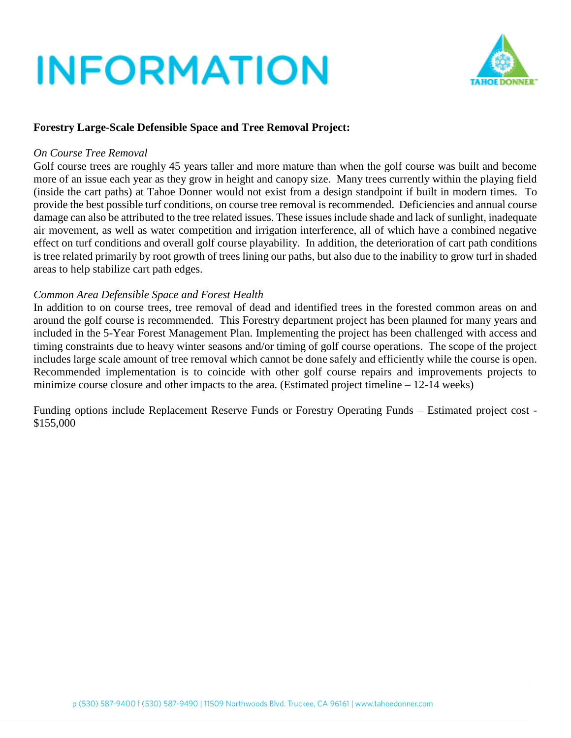# INFORMATION

**Forestry Large-Scale Defensible Space and Tree Removal Project:**

*On Course Tree Removal*

Golf course trees are roughly 45 years taller and more mature than when the golf course was built and become more of an issue each year as they grow in height and canopy size. Many trees currently within the playing field (inside the cart paths) at Tahoe Donner would not exist from a design standpoint if built in modern times. To provide the best possible turf conditions, on course tree removal is recommended. Deficiencies and annual course damage can also be attributed to the tree related issues. These issues include shade and lack of sunlight, inadequate air movement, as well as water competition and irrigation interference, all of which have a combined negative effect on turf conditions and overall golf course playability. In addition, the deterioration of cart path conditions is tree related primarily by root growth of trees lining our paths, but also due to the inability to grow turf in shaded areas to help stabilize cart path edges.

*Common Area Defensible Space and Forest Health*

In addition to on course trees, tree removal of dead and identified trees in the forested common areas on and around the golf course is recommended. This Forestry department project has been planned for many years and included in the 5-Year Forest Management Plan. Implementing the project has been challenged with access and timing constraints due to heavy winter seasons and/or timing of golf course operations. The scope of the project includes large scale amount of tree removal which cannot be done safely and efficiently while the course is open. Recommended implementation is to coincide with other golf course repairs and improvements projects to minimize course closure and other impacts to the area. (Estimated project timeline – 12-14 weeks)

Funding options include Replacement Reserve Funds or Forestry Operating Funds – Estimated project cost - $155,000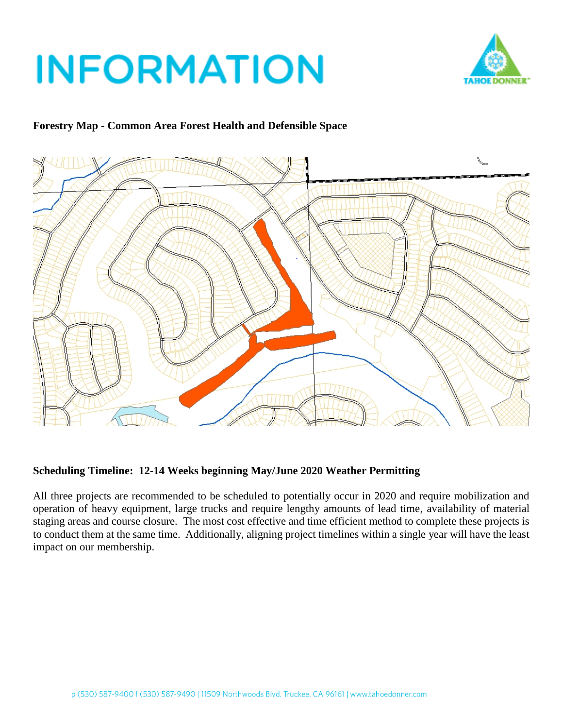# INFORMATION

**Forestry Map - Common Area Forest Health and Defensible Space**

**Scheduling Timeline: 12-14 Weeks beginning May/June 2020 Weather Permitting**

All three projects are recommended to be scheduled to potentially occur in 2020 and require mobilization and operation of heavy equipment, large trucks and require lengthy amounts of lead time, availability of material staging areas and course closure. The most cost effective and time efficient method to complete these projects is to conduct them at the same time. Additionally, aligning project timelines within a single year will have the least impact on our membership.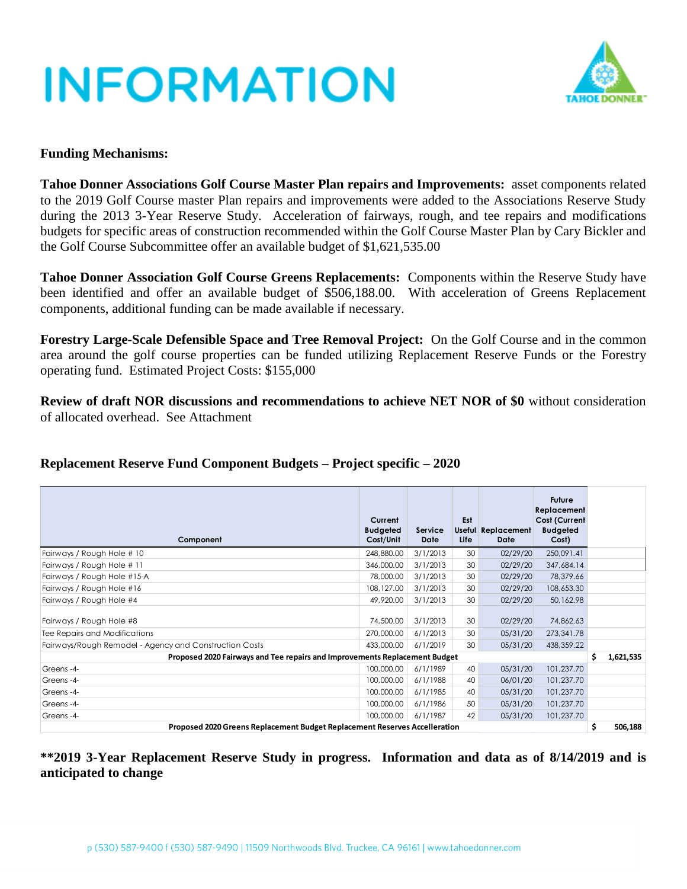# INFORMATION

**Funding Mechanisms:**

**Tahoe Donner Associations Golf Course Master Plan repairs and Improvements:** asset components related to the 2019 Golf Course master Plan repairs and improvements were added to the Associations Reserve Study during the 2013 3-Year Reserve Study. Acceleration of fairways, rough, and tee repairs and modifications budgets for specific areas of construction recommended within the Golf Course Master Plan by Cary Bickler and the Golf Course Subcommittee offer an available budget of $1,621,535.00

**Tahoe Donner Association Golf Course Greens Replacements:** Components within the Reserve Study have been identified and offer an available budget of $506,188.00. With acceleration of Greens Replacement components, additional funding can be made available if necessary.

**Forestry Large-Scale Defensible Space and Tree Removal Project:** On the Golf Course and in the common area around the golf course properties can be funded utilizing Replacement Reserve Funds or the Forestry operating fund. Estimated Project Costs: $155,000

**Review of draft NOR discussions and recommendations to achieve NET NOR of $0** without consideration of allocated overhead. See Attachment

**Replacement Reserve Fund Component Budgets – Project specific – 2020**

| Component | Current Budgeted Cost/Unit | Service Date | Est Useful Life | Replacement Date | Future Replacement Cost (Current Budgeted Cost) | |
|---|---|---|---|---|---|---|
| Fairways / Rough Hole # 10 | 248,880.00 | 3/1/2013 | 30 | 02/29/20 | 250,091.41 | |
| Fairways / Rough Hole # 11 | 346,000.00 | 3/1/2013 | 30 | 02/29/20 | 347,684.14 | |
| Fairways / Rough Hole #15-A | 78,000.00 | 3/1/2013 | 30 | 02/29/20 | 78,379.66 | |
| Fairways / Rough Hole #16 | 108,127.00 | 3/1/2013 | 30 | 02/29/20 | 108,653.30 | |
| Fairways / Rough Hole #4 | 49,920.00 | 3/1/2013 | 30 | 02/29/20 | 50,162.98 | |
| Fairways / Rough Hole #8 | 74,500.00 | 3/1/2013 | 30 | 02/29/20 | 74,862.63 | |
| Tee Repairs and Modifications | 270,000.00 | 6/1/2013 | 30 | 05/31/20 | 273,341.78 | |
| Fairways/Rough Remodel - Agency and Construction Costs | 433,000.00 | 6/1/2019 | 30 | 05/31/20 | 438,359.22 | |
| **Proposed 2020 Fairways and Tee repairs and Improvements Replacement Budget** | | | | | | **$ 1,621,535** |
| Greens -4- | 100,000.00 | 6/1/1989 | 40 | 05/31/20 | 101,237.70 | |
| Greens -4- | 100,000.00 | 6/1/1988 | 40 | 06/01/20 | 101,237.70 | |
| Greens -4- | 100,000.00 | 6/1/1985 | 40 | 05/31/20 | 101,237.70 | |
| Greens -4- | 100,000.00 | 6/1/1986 | 50 | 05/31/20 | 101,237.70 | |
| Greens -4- | 100,000.00 | 6/1/1987 | 42 | 05/31/20 | 101,237.70 | |
| **Proposed 2020 Greens Replacement Budget Replacement Reserves Accelleration** | | | | | | **$ 506,188** |

**\*\*2019 3-Year Replacement Reserve Study in progress. Information and data as of 8/14/2019 and is anticipated to change**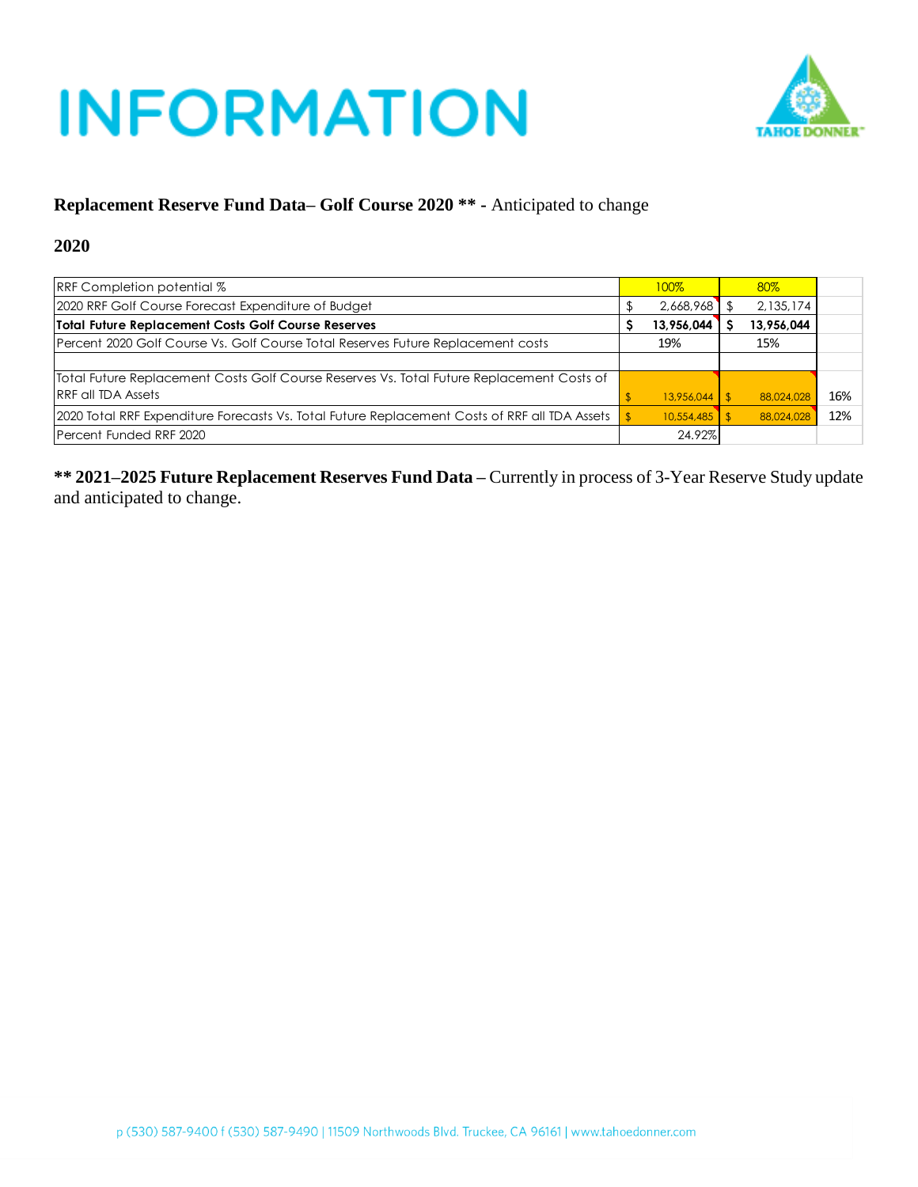# INFORMATION

**Replacement Reserve Fund Data– Golf Course 2020 \*\* -** Anticipated to change

**2020**

| | | | |
|---|---|---|---|
| RRF Completion potential % | 100% | 80% | |
| 2020 RRF Golf Course Forecast Expenditure of Budget | $ 2,668,968 | $ 2,135,174 | |
| **Total Future Replacement Costs Golf Course Reserves** | **$ 13,956,044** | **$ 13,956,044** | |
| Percent 2020 Golf Course Vs. Golf Course Total Reserves Future Replacement costs | 19% | 15% | |
| | | | |
| Total Future Replacement Costs Golf Course Reserves Vs. Total Future Replacement Costs of RRF all TDA Assets | $ 13,956,044 | $ 88,024,028 | 16% |
| 2020 Total RRF Expenditure Forecasts Vs. Total Future Replacement Costs of RRF all TDA Assets | $ 10,554,485 | $ 88,024,028 | 12% |
| Percent Funded RRF 2020 | 24.92% | | |

**\*\* 2021–2025 Future Replacement Reserves Fund Data –** Currently in process of 3-Year Reserve Study update and anticipated to change.